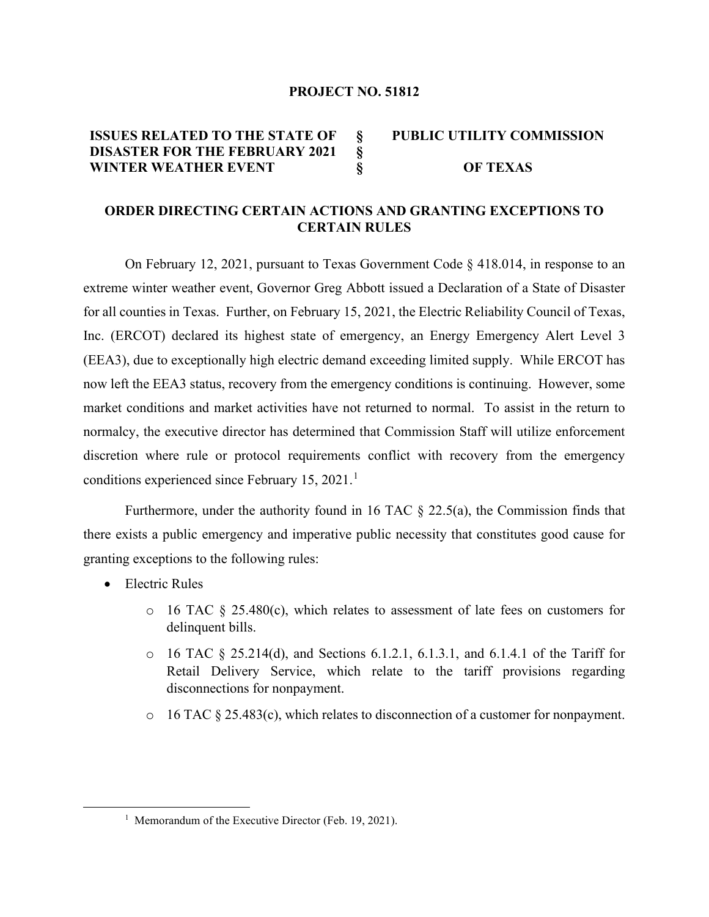**PROJECT NO. 51812**

| ISSUES RELATED TO THE STATE OF DISASTER FOR THE FEBRUARY 2021 WINTER WEATHER EVENT | § § § | PUBLIC UTILITY COMMISSION OF TEXAS |
|---|---|---|

## ORDER DIRECTING CERTAIN ACTIONS AND GRANTING EXCEPTIONS TO CERTAIN RULES

On February 12, 2021, pursuant to Texas Government Code § 418.014, in response to an extreme winter weather event, Governor Greg Abbott issued a Declaration of a State of Disaster for all counties in Texas. Further, on February 15, 2021, the Electric Reliability Council of Texas, Inc. (ERCOT) declared its highest state of emergency, an Energy Emergency Alert Level 3 (EEA3), due to exceptionally high electric demand exceeding limited supply. While ERCOT has now left the EEA3 status, recovery from the emergency conditions is continuing. However, some market conditions and market activities have not returned to normal. To assist in the return to normalcy, the executive director has determined that Commission Staff will utilize enforcement discretion where rule or protocol requirements conflict with recovery from the emergency conditions experienced since February 15, 2021.[1]

Furthermore, under the authority found in 16 TAC § 22.5(a), the Commission finds that there exists a public emergency and imperative public necessity that constitutes good cause for granting exceptions to the following rules:

- Electric Rules
  - 16 TAC § 25.480(c), which relates to assessment of late fees on customers for delinquent bills.
  - 16 TAC § 25.214(d), and Sections 6.1.2.1, 6.1.3.1, and 6.1.4.1 of the Tariff for Retail Delivery Service, which relate to the tariff provisions regarding disconnections for nonpayment.
  - 16 TAC § 25.483(c), which relates to disconnection of a customer for nonpayment.

[1] Memorandum of the Executive Director (Feb. 19, 2021).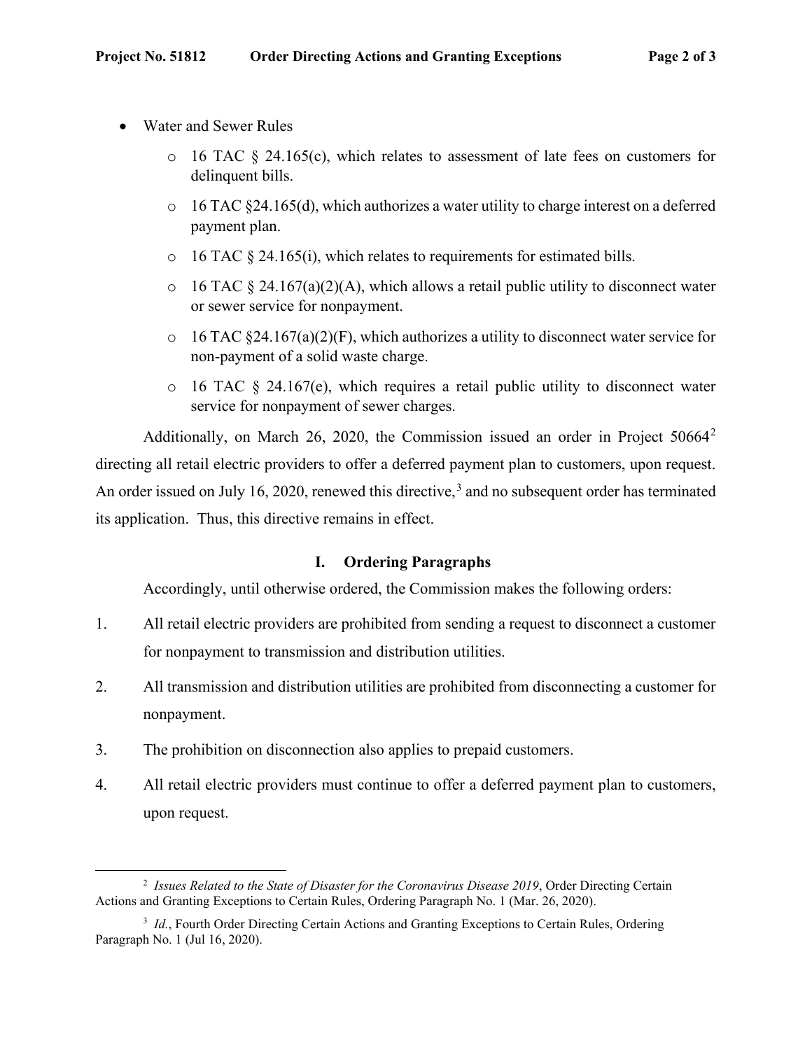- Water and Sewer Rules
  - 16 TAC § 24.165(c), which relates to assessment of late fees on customers for delinquent bills.
  - 16 TAC §24.165(d), which authorizes a water utility to charge interest on a deferred payment plan.
  - 16 TAC § 24.165(i), which relates to requirements for estimated bills.
  - 16 TAC § 24.167(a)(2)(A), which allows a retail public utility to disconnect water or sewer service for nonpayment.
  - 16 TAC §24.167(a)(2)(F), which authorizes a utility to disconnect water service for non-payment of a solid waste charge.
  - 16 TAC § 24.167(e), which requires a retail public utility to disconnect water service for nonpayment of sewer charges.

Additionally, on March 26, 2020, the Commission issued an order in Project 50664[2] directing all retail electric providers to offer a deferred payment plan to customers, upon request. An order issued on July 16, 2020, renewed this directive,[3] and no subsequent order has terminated its application. Thus, this directive remains in effect.

## I. Ordering Paragraphs

Accordingly, until otherwise ordered, the Commission makes the following orders:

1. All retail electric providers are prohibited from sending a request to disconnect a customer for nonpayment to transmission and distribution utilities.
2. All transmission and distribution utilities are prohibited from disconnecting a customer for nonpayment.
3. The prohibition on disconnection also applies to prepaid customers.
4. All retail electric providers must continue to offer a deferred payment plan to customers, upon request.

---

[2] *Issues Related to the State of Disaster for the Coronavirus Disease 2019*, Order Directing Certain Actions and Granting Exceptions to Certain Rules, Ordering Paragraph No. 1 (Mar. 26, 2020).

[3] *Id.*, Fourth Order Directing Certain Actions and Granting Exceptions to Certain Rules, Ordering Paragraph No. 1 (Jul 16, 2020).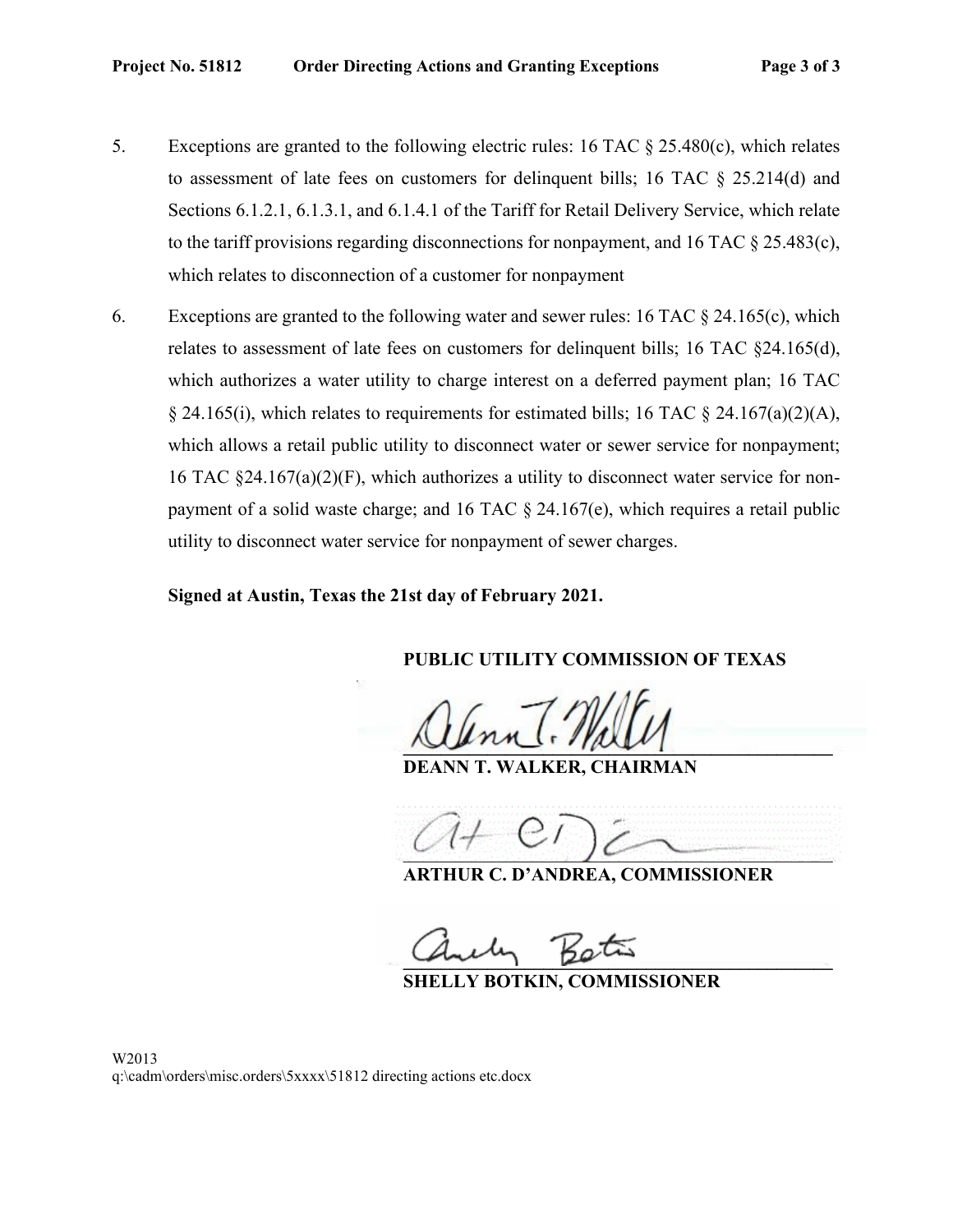5. Exceptions are granted to the following electric rules: 16 TAC § 25.480(c), which relates to assessment of late fees on customers for delinquent bills; 16 TAC § 25.214(d) and Sections 6.1.2.1, 6.1.3.1, and 6.1.4.1 of the Tariff for Retail Delivery Service, which relate to the tariff provisions regarding disconnections for nonpayment, and 16 TAC § 25.483(c), which relates to disconnection of a customer for nonpayment

6. Exceptions are granted to the following water and sewer rules: 16 TAC § 24.165(c), which relates to assessment of late fees on customers for delinquent bills; 16 TAC §24.165(d), which authorizes a water utility to charge interest on a deferred payment plan; 16 TAC § 24.165(i), which relates to requirements for estimated bills; 16 TAC § 24.167(a)(2)(A), which allows a retail public utility to disconnect water or sewer service for nonpayment; 16 TAC §24.167(a)(2)(F), which authorizes a utility to disconnect water service for non-payment of a solid waste charge; and 16 TAC § 24.167(e), which requires a retail public utility to disconnect water service for nonpayment of sewer charges.

**Signed at Austin, Texas the 21st day of February 2021.**

**PUBLIC UTILITY COMMISSION OF TEXAS**

**DEANN T. WALKER, CHAIRMAN**

**ARTHUR C. D'ANDREA, COMMISSIONER**

**SHELLY BOTKIN, COMMISSIONER**

W2013
q:\cadm\orders\misc.orders\5xxxx\51812 directing actions etc.docx